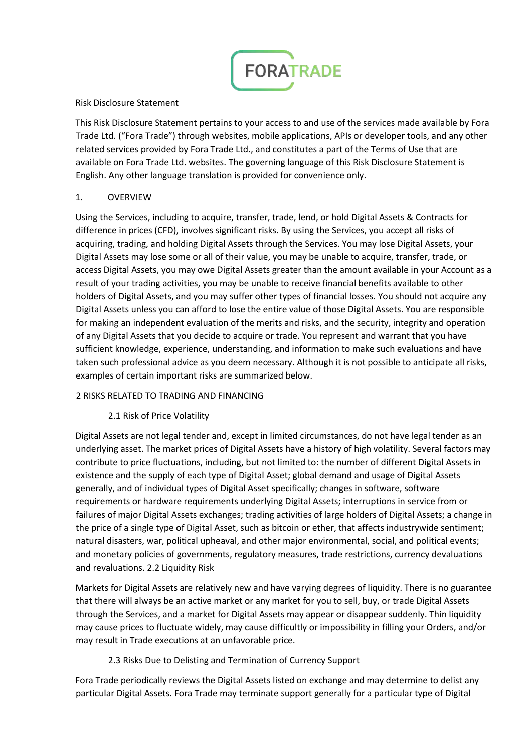FORATRADE

Risk Disclosure Statement

This Risk Disclosure Statement pertains to your access to and use of the services made available by Fora Trade Ltd. ("Fora Trade") through websites, mobile applications, APIs or developer tools, and any other related services provided by Fora Trade Ltd., and constitutes a part of the Terms of Use that are available on Fora Trade Ltd. websites. The governing language of this Risk Disclosure Statement is English. Any other language translation is provided for convenience only.

## 1. OVERVIEW

Using the Services, including to acquire, transfer, trade, lend, or hold Digital Assets & Contracts for difference in prices (CFD), involves significant risks. By using the Services, you accept all risks of acquiring, trading, and holding Digital Assets through the Services. You may lose Digital Assets, your Digital Assets may lose some or all of their value, you may be unable to acquire, transfer, trade, or access Digital Assets, you may owe Digital Assets greater than the amount available in your Account as a result of your trading activities, you may be unable to receive financial benefits available to other holders of Digital Assets, and you may suffer other types of financial losses. You should not acquire any Digital Assets unless you can afford to lose the entire value of those Digital Assets. You are responsible for making an independent evaluation of the merits and risks, and the security, integrity and operation of any Digital Assets that you decide to acquire or trade. You represent and warrant that you have sufficient knowledge, experience, understanding, and information to make such evaluations and have taken such professional advice as you deem necessary. Although it is not possible to anticipate all risks, examples of certain important risks are summarized below.

## 2 RISKS RELATED TO TRADING AND FINANCING

### 2.1 Risk of Price Volatility

Digital Assets are not legal tender and, except in limited circumstances, do not have legal tender as an underlying asset. The market prices of Digital Assets have a history of high volatility. Several factors may contribute to price fluctuations, including, but not limited to: the number of different Digital Assets in existence and the supply of each type of Digital Asset; global demand and usage of Digital Assets generally, and of individual types of Digital Asset specifically; changes in software, software requirements or hardware requirements underlying Digital Assets; interruptions in service from or failures of major Digital Assets exchanges; trading activities of large holders of Digital Assets; a change in the price of a single type of Digital Asset, such as bitcoin or ether, that affects industrywide sentiment; natural disasters, war, political upheaval, and other major environmental, social, and political events; and monetary policies of governments, regulatory measures, trade restrictions, currency devaluations and revaluations.

### 2.2 Liquidity Risk

Markets for Digital Assets are relatively new and have varying degrees of liquidity. There is no guarantee that there will always be an active market or any market for you to sell, buy, or trade Digital Assets through the Services, and a market for Digital Assets may appear or disappear suddenly. Thin liquidity may cause prices to fluctuate widely, may cause difficultly or impossibility in filling your Orders, and/or may result in Trade executions at an unfavorable price.

### 2.3 Risks Due to Delisting and Termination of Currency Support

Fora Trade periodically reviews the Digital Assets listed on exchange and may determine to delist any particular Digital Assets. Fora Trade may terminate support generally for a particular type of Digital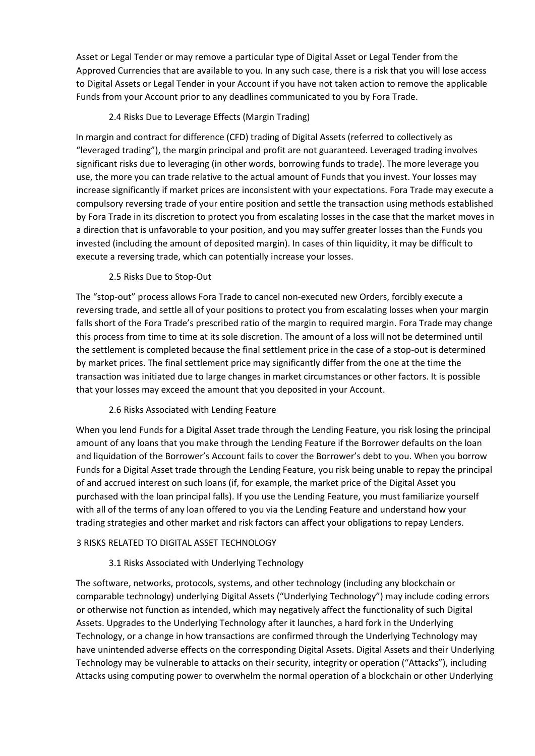Asset or Legal Tender or may remove a particular type of Digital Asset or Legal Tender from the Approved Currencies that are available to you. In any such case, there is a risk that you will lose access to Digital Assets or Legal Tender in your Account if you have not taken action to remove the applicable Funds from your Account prior to any deadlines communicated to you by Fora Trade.

### 2.4 Risks Due to Leverage Effects (Margin Trading)

In margin and contract for difference (CFD) trading of Digital Assets (referred to collectively as "leveraged trading"), the margin principal and profit are not guaranteed. Leveraged trading involves significant risks due to leveraging (in other words, borrowing funds to trade). The more leverage you use, the more you can trade relative to the actual amount of Funds that you invest. Your losses may increase significantly if market prices are inconsistent with your expectations. Fora Trade may execute a compulsory reversing trade of your entire position and settle the transaction using methods established by Fora Trade in its discretion to protect you from escalating losses in the case that the market moves in a direction that is unfavorable to your position, and you may suffer greater losses than the Funds you invested (including the amount of deposited margin). In cases of thin liquidity, it may be difficult to execute a reversing trade, which can potentially increase your losses.

### 2.5 Risks Due to Stop-Out

The "stop-out" process allows Fora Trade to cancel non-executed new Orders, forcibly execute a reversing trade, and settle all of your positions to protect you from escalating losses when your margin falls short of the Fora Trade's prescribed ratio of the margin to required margin. Fora Trade may change this process from time to time at its sole discretion. The amount of a loss will not be determined until the settlement is completed because the final settlement price in the case of a stop-out is determined by market prices. The final settlement price may significantly differ from the one at the time the transaction was initiated due to large changes in market circumstances or other factors. It is possible that your losses may exceed the amount that you deposited in your Account.

### 2.6 Risks Associated with Lending Feature

When you lend Funds for a Digital Asset trade through the Lending Feature, you risk losing the principal amount of any loans that you make through the Lending Feature if the Borrower defaults on the loan and liquidation of the Borrower's Account fails to cover the Borrower's debt to you. When you borrow Funds for a Digital Asset trade through the Lending Feature, you risk being unable to repay the principal of and accrued interest on such loans (if, for example, the market price of the Digital Asset you purchased with the loan principal falls). If you use the Lending Feature, you must familiarize yourself with all of the terms of any loan offered to you via the Lending Feature and understand how your trading strategies and other market and risk factors can affect your obligations to repay Lenders.

## 3 RISKS RELATED TO DIGITAL ASSET TECHNOLOGY

### 3.1 Risks Associated with Underlying Technology

The software, networks, protocols, systems, and other technology (including any blockchain or comparable technology) underlying Digital Assets ("Underlying Technology") may include coding errors or otherwise not function as intended, which may negatively affect the functionality of such Digital Assets. Upgrades to the Underlying Technology after it launches, a hard fork in the Underlying Technology, or a change in how transactions are confirmed through the Underlying Technology may have unintended adverse effects on the corresponding Digital Assets. Digital Assets and their Underlying Technology may be vulnerable to attacks on their security, integrity or operation ("Attacks"), including Attacks using computing power to overwhelm the normal operation of a blockchain or other Underlying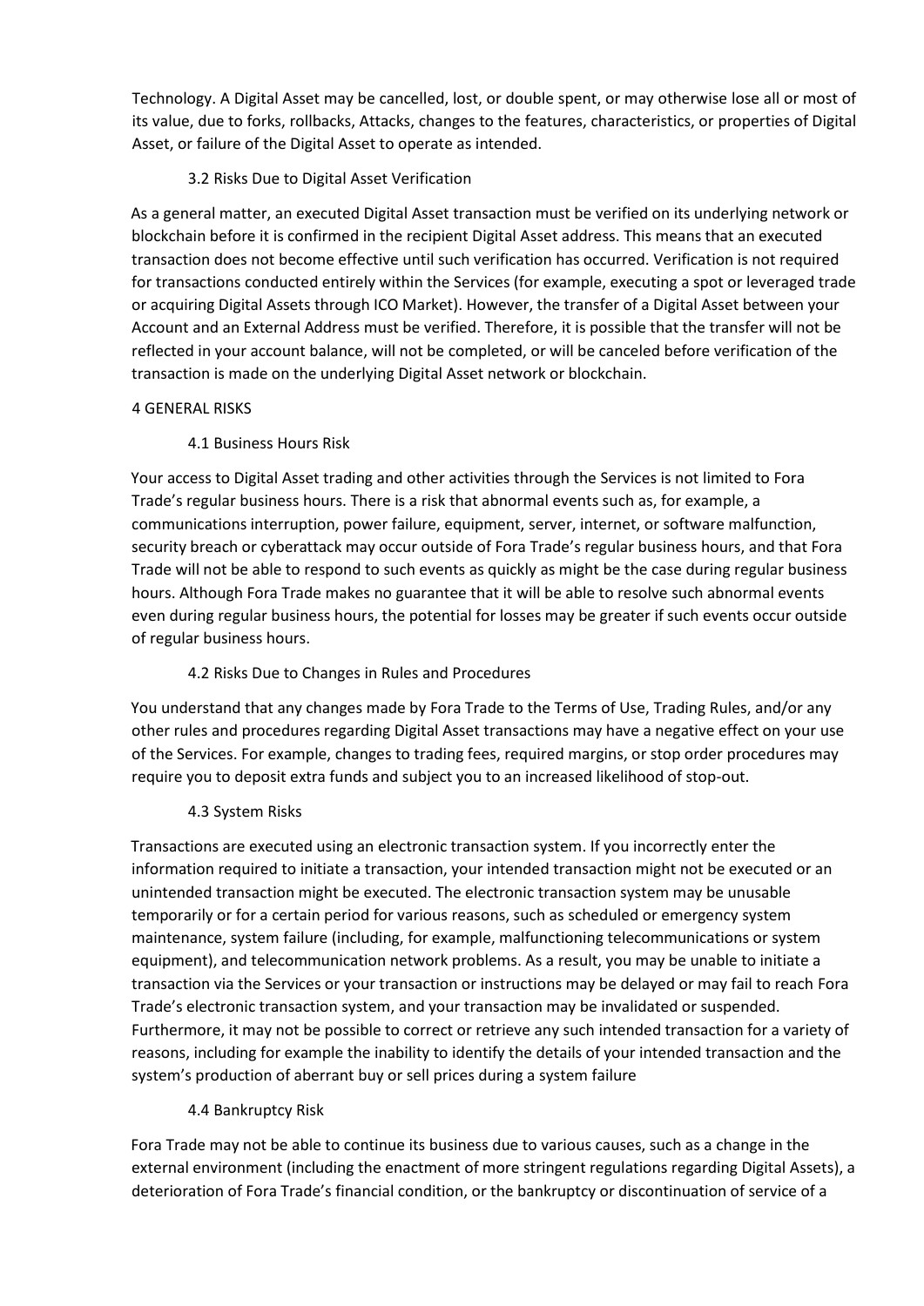Technology. A Digital Asset may be cancelled, lost, or double spent, or may otherwise lose all or most of its value, due to forks, rollbacks, Attacks, changes to the features, characteristics, or properties of Digital Asset, or failure of the Digital Asset to operate as intended.

### 3.2 Risks Due to Digital Asset Verification

As a general matter, an executed Digital Asset transaction must be verified on its underlying network or blockchain before it is confirmed in the recipient Digital Asset address. This means that an executed transaction does not become effective until such verification has occurred. Verification is not required for transactions conducted entirely within the Services (for example, executing a spot or leveraged trade or acquiring Digital Assets through ICO Market). However, the transfer of a Digital Asset between your Account and an External Address must be verified. Therefore, it is possible that the transfer will not be reflected in your account balance, will not be completed, or will be canceled before verification of the transaction is made on the underlying Digital Asset network or blockchain.

## 4 GENERAL RISKS

### 4.1 Business Hours Risk

Your access to Digital Asset trading and other activities through the Services is not limited to Fora Trade's regular business hours. There is a risk that abnormal events such as, for example, a communications interruption, power failure, equipment, server, internet, or software malfunction, security breach or cyberattack may occur outside of Fora Trade's regular business hours, and that Fora Trade will not be able to respond to such events as quickly as might be the case during regular business hours. Although Fora Trade makes no guarantee that it will be able to resolve such abnormal events even during regular business hours, the potential for losses may be greater if such events occur outside of regular business hours.

### 4.2 Risks Due to Changes in Rules and Procedures

You understand that any changes made by Fora Trade to the Terms of Use, Trading Rules, and/or any other rules and procedures regarding Digital Asset transactions may have a negative effect on your use of the Services. For example, changes to trading fees, required margins, or stop order procedures may require you to deposit extra funds and subject you to an increased likelihood of stop-out.

### 4.3 System Risks

Transactions are executed using an electronic transaction system. If you incorrectly enter the information required to initiate a transaction, your intended transaction might not be executed or an unintended transaction might be executed. The electronic transaction system may be unusable temporarily or for a certain period for various reasons, such as scheduled or emergency system maintenance, system failure (including, for example, malfunctioning telecommunications or system equipment), and telecommunication network problems. As a result, you may be unable to initiate a transaction via the Services or your transaction or instructions may be delayed or may fail to reach Fora Trade's electronic transaction system, and your transaction may be invalidated or suspended. Furthermore, it may not be possible to correct or retrieve any such intended transaction for a variety of reasons, including for example the inability to identify the details of your intended transaction and the system's production of aberrant buy or sell prices during a system failure

### 4.4 Bankruptcy Risk

Fora Trade may not be able to continue its business due to various causes, such as a change in the external environment (including the enactment of more stringent regulations regarding Digital Assets), a deterioration of Fora Trade's financial condition, or the bankruptcy or discontinuation of service of a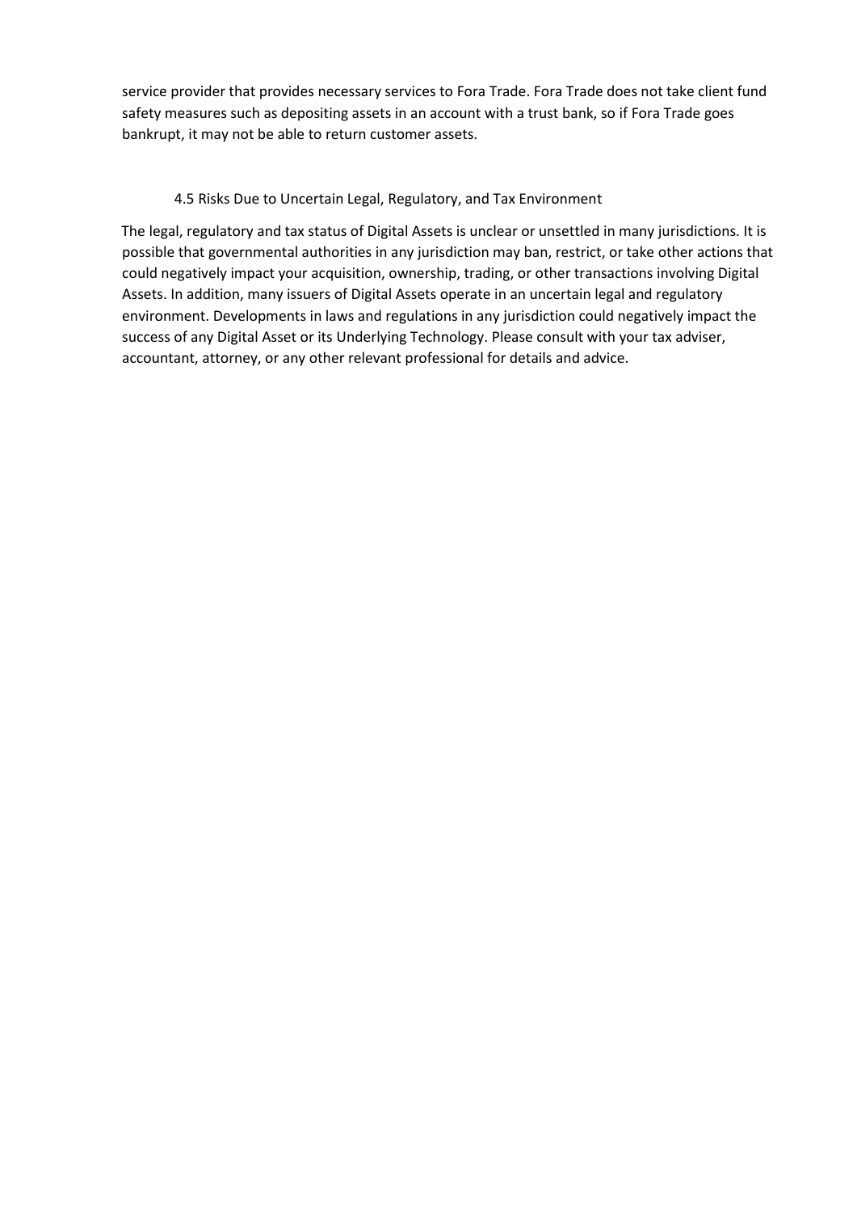service provider that provides necessary services to Fora Trade. Fora Trade does not take client fund safety measures such as depositing assets in an account with a trust bank, so if Fora Trade goes bankrupt, it may not be able to return customer assets.

### 4.5 Risks Due to Uncertain Legal, Regulatory, and Tax Environment

The legal, regulatory and tax status of Digital Assets is unclear or unsettled in many jurisdictions. It is possible that governmental authorities in any jurisdiction may ban, restrict, or take other actions that could negatively impact your acquisition, ownership, trading, or other transactions involving Digital Assets. In addition, many issuers of Digital Assets operate in an uncertain legal and regulatory environment. Developments in laws and regulations in any jurisdiction could negatively impact the success of any Digital Asset or its Underlying Technology. Please consult with your tax adviser, accountant, attorney, or any other relevant professional for details and advice.